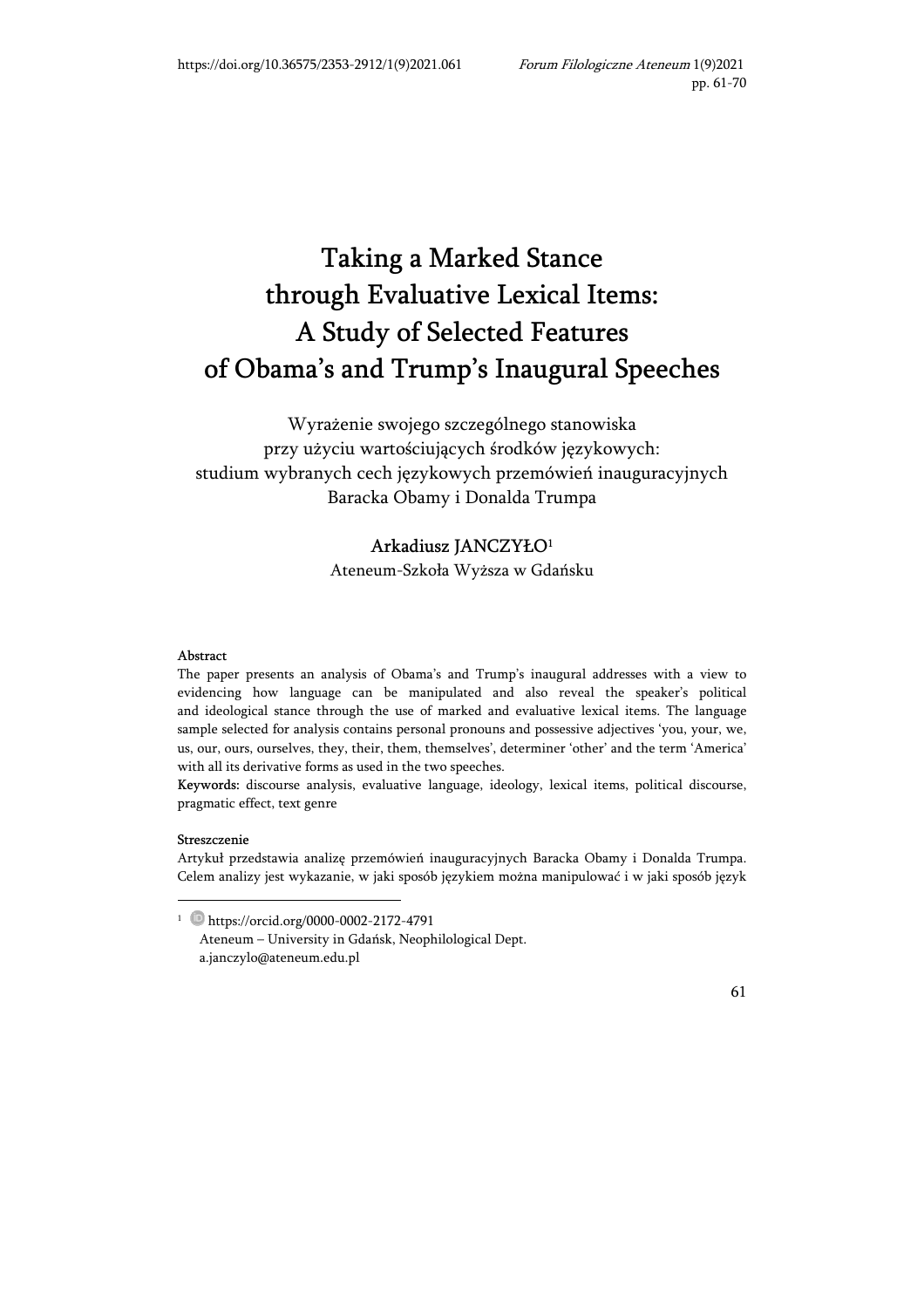# Taking a Marked Stance through Evaluative Lexical Items: A Study of Selected Features of Obama's and Trump's Inaugural Speeches

Wyrażenie swojego szczególnego stanowiska przy użyciu wartościujących środków językowych: studium wybranych cech językowych przemówień inauguracyjnych Baracka Obamy i Donalda Trumpa

**Arkadiusz JANCZYŁO**[1]

Ateneum-Szkoła Wyższa w Gdańsku

**Abstract**

The paper presents an analysis of Obama's and Trump's inaugural addresses with a view to evidencing how language can be manipulated and also reveal the speaker's political and ideological stance through the use of marked and evaluative lexical items. The language sample selected for analysis contains personal pronouns and possessive adjectives 'you, your, we, us, our, ours, ourselves, they, their, them, themselves', determiner 'other' and the term 'America' with all its derivative forms as used in the two speeches.

**Keywords:** discourse analysis, evaluative language, ideology, lexical items, political discourse, pragmatic effect, text genre

**Streszczenie**

Artykuł przedstawia analizę przemówień inauguracyjnych Baracka Obamy i Donalda Trumpa. Celem analizy jest wykazanie, w jaki sposób językiem można manipulować i w jaki sposób język

---

[1] https://orcid.org/0000-0002-2172-4791
Ateneum – University in Gdańsk, Neophilological Dept.
a.janczylo@ateneum.edu.pl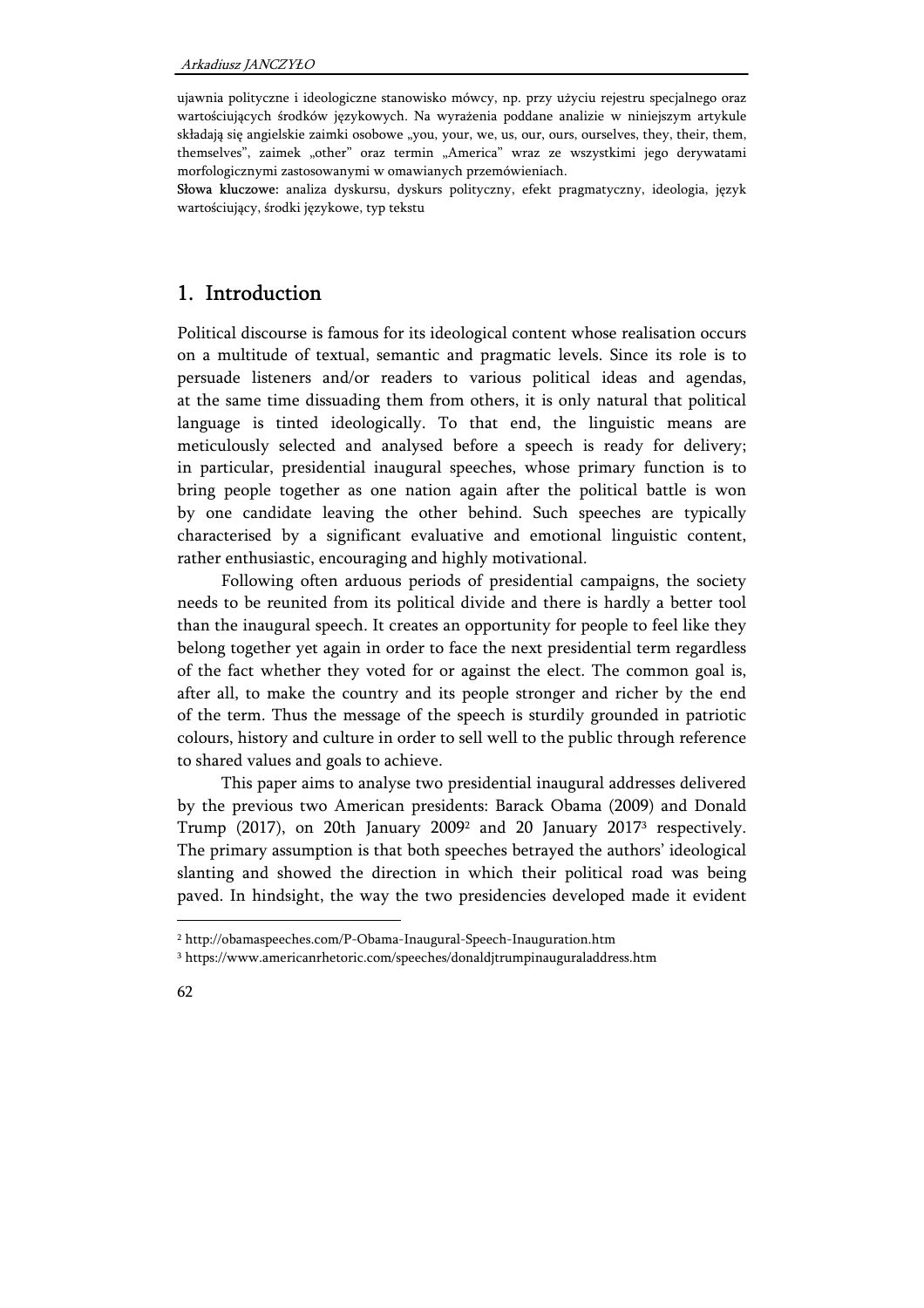ujawnia polityczne i ideologiczne stanowisko mówcy, np. przy użyciu rejestru specjalnego oraz wartościujących środków językowych. Na wyrażenia poddane analizie w niniejszym artykule składają się angielskie zaimki osobowe „you, your, we, us, our, ours, ourselves, they, their, them, themselves", zaimek „other" oraz termin „America" wraz ze wszystkimi jego derywatami morfologicznymi zastosowanymi w omawianych przemówieniach.

**Słowa kluczowe:** analiza dyskursu, dyskurs polityczny, efekt pragmatyczny, ideologia, język wartościujący, środki językowe, typ tekstu

## 1. Introduction

Political discourse is famous for its ideological content whose realisation occurs on a multitude of textual, semantic and pragmatic levels. Since its role is to persuade listeners and/or readers to various political ideas and agendas, at the same time dissuading them from others, it is only natural that political language is tinted ideologically. To that end, the linguistic means are meticulously selected and analysed before a speech is ready for delivery; in particular, presidential inaugural speeches, whose primary function is to bring people together as one nation again after the political battle is won by one candidate leaving the other behind. Such speeches are typically characterised by a significant evaluative and emotional linguistic content, rather enthusiastic, encouraging and highly motivational.

Following often arduous periods of presidential campaigns, the society needs to be reunited from its political divide and there is hardly a better tool than the inaugural speech. It creates an opportunity for people to feel like they belong together yet again in order to face the next presidential term regardless of the fact whether they voted for or against the elect. The common goal is, after all, to make the country and its people stronger and richer by the end of the term. Thus the message of the speech is sturdily grounded in patriotic colours, history and culture in order to sell well to the public through reference to shared values and goals to achieve.

This paper aims to analyse two presidential inaugural addresses delivered by the previous two American presidents: Barack Obama (2009) and Donald Trump (2017), on 20th January 2009[2] and 20 January 2017[3] respectively. The primary assumption is that both speeches betrayed the authors' ideological slanting and showed the direction in which their political road was being paved. In hindsight, the way the two presidencies developed made it evident

---

[2] http://obamaspeeches.com/P-Obama-Inaugural-Speech-Inauguration.htm

[3] https://www.americanrhetoric.com/speeches/donaldjtrumpinauguraladdress.htm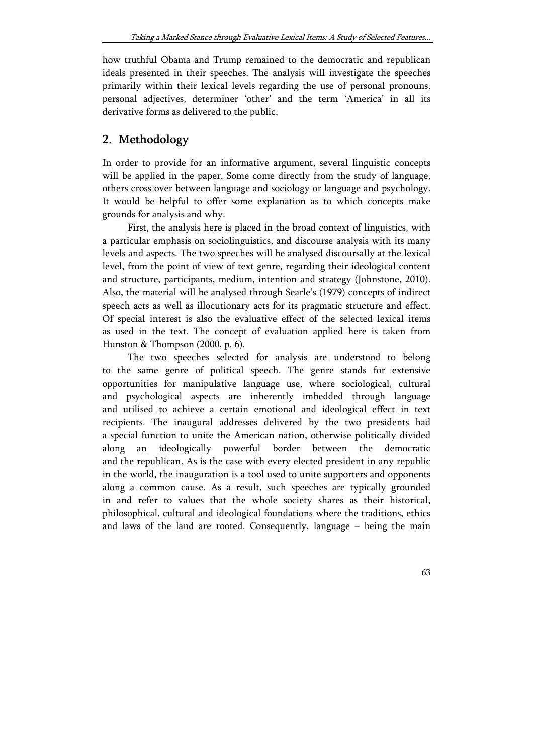how truthful Obama and Trump remained to the democratic and republican ideals presented in their speeches. The analysis will investigate the speeches primarily within their lexical levels regarding the use of personal pronouns, personal adjectives, determiner 'other' and the term 'America' in all its derivative forms as delivered to the public.

## 2. Methodology

In order to provide for an informative argument, several linguistic concepts will be applied in the paper. Some come directly from the study of language, others cross over between language and sociology or language and psychology. It would be helpful to offer some explanation as to which concepts make grounds for analysis and why.

First, the analysis here is placed in the broad context of linguistics, with a particular emphasis on sociolinguistics, and discourse analysis with its many levels and aspects. The two speeches will be analysed discoursally at the lexical level, from the point of view of text genre, regarding their ideological content and structure, participants, medium, intention and strategy (Johnstone, 2010). Also, the material will be analysed through Searle's (1979) concepts of indirect speech acts as well as illocutionary acts for its pragmatic structure and effect. Of special interest is also the evaluative effect of the selected lexical items as used in the text. The concept of evaluation applied here is taken from Hunston & Thompson (2000, p. 6).

The two speeches selected for analysis are understood to belong to the same genre of political speech. The genre stands for extensive opportunities for manipulative language use, where sociological, cultural and psychological aspects are inherently imbedded through language and utilised to achieve a certain emotional and ideological effect in text recipients. The inaugural addresses delivered by the two presidents had a special function to unite the American nation, otherwise politically divided along an ideologically powerful border between the democratic and the republican. As is the case with every elected president in any republic in the world, the inauguration is a tool used to unite supporters and opponents along a common cause. As a result, such speeches are typically grounded in and refer to values that the whole society shares as their historical, philosophical, cultural and ideological foundations where the traditions, ethics and laws of the land are rooted. Consequently, language – being the main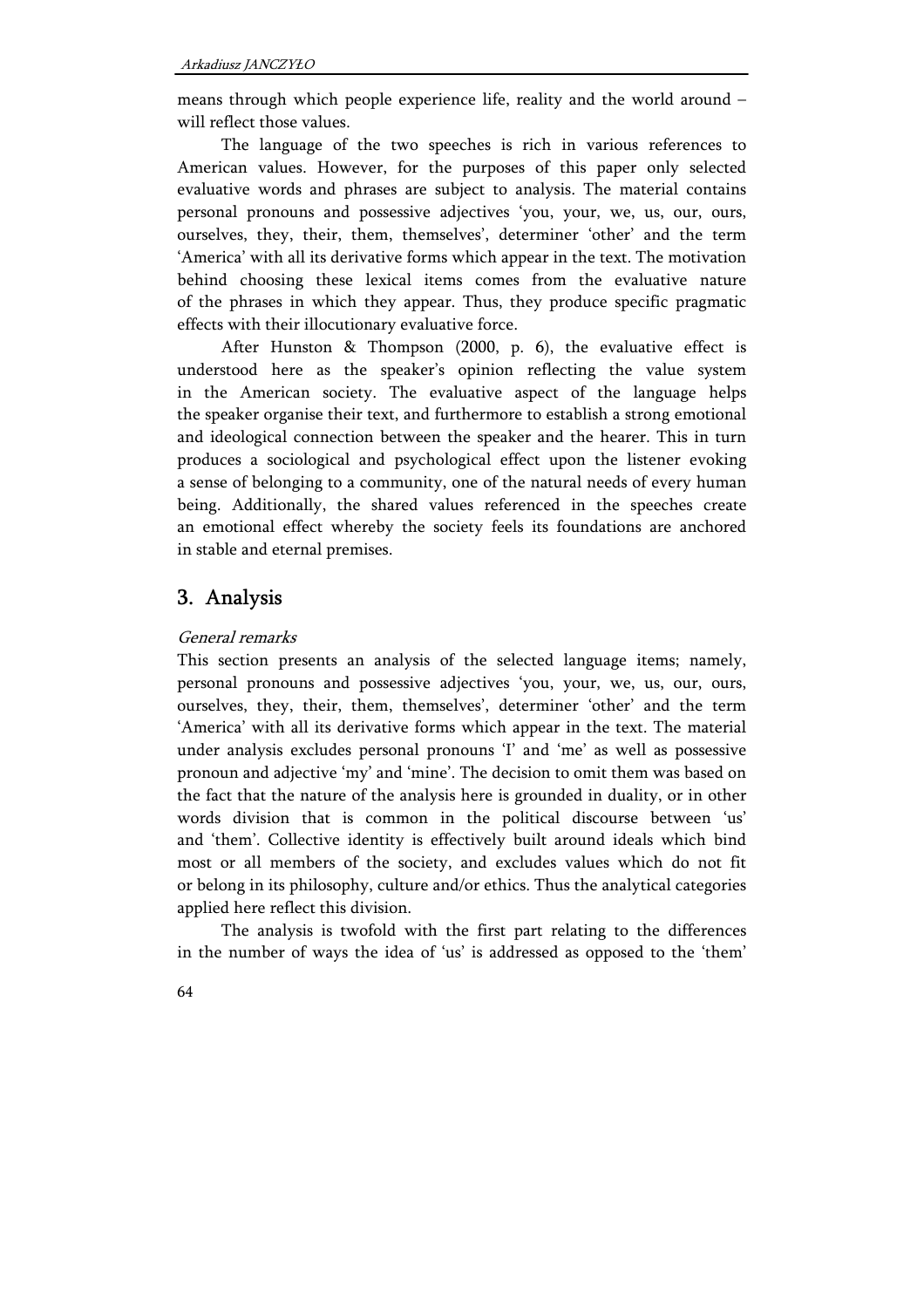means through which people experience life, reality and the world around – will reflect those values.

The language of the two speeches is rich in various references to American values. However, for the purposes of this paper only selected evaluative words and phrases are subject to analysis. The material contains personal pronouns and possessive adjectives 'you, your, we, us, our, ours, ourselves, they, their, them, themselves', determiner 'other' and the term 'America' with all its derivative forms which appear in the text. The motivation behind choosing these lexical items comes from the evaluative nature of the phrases in which they appear. Thus, they produce specific pragmatic effects with their illocutionary evaluative force.

After Hunston & Thompson (2000, p. 6), the evaluative effect is understood here as the speaker's opinion reflecting the value system in the American society. The evaluative aspect of the language helps the speaker organise their text, and furthermore to establish a strong emotional and ideological connection between the speaker and the hearer. This in turn produces a sociological and psychological effect upon the listener evoking a sense of belonging to a community, one of the natural needs of every human being. Additionally, the shared values referenced in the speeches create an emotional effect whereby the society feels its foundations are anchored in stable and eternal premises.

## 3. Analysis

### *General remarks*

This section presents an analysis of the selected language items; namely, personal pronouns and possessive adjectives 'you, your, we, us, our, ours, ourselves, they, their, them, themselves', determiner 'other' and the term 'America' with all its derivative forms which appear in the text. The material under analysis excludes personal pronouns 'I' and 'me' as well as possessive pronoun and adjective 'my' and 'mine'. The decision to omit them was based on the fact that the nature of the analysis here is grounded in duality, or in other words division that is common in the political discourse between 'us' and 'them'. Collective identity is effectively built around ideals which bind most or all members of the society, and excludes values which do not fit or belong in its philosophy, culture and/or ethics. Thus the analytical categories applied here reflect this division.

The analysis is twofold with the first part relating to the differences in the number of ways the idea of 'us' is addressed as opposed to the 'them'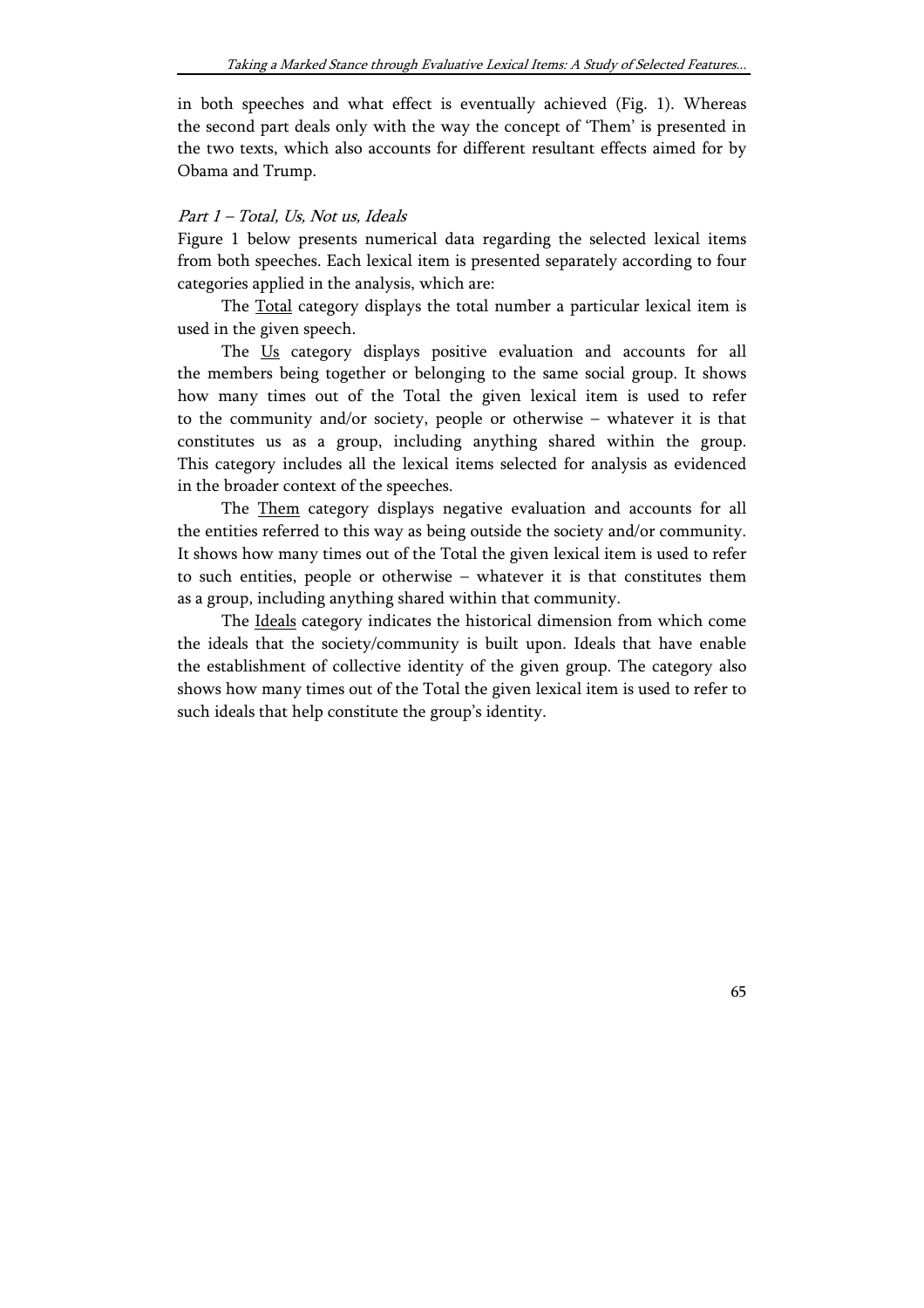in both speeches and what effect is eventually achieved (Fig. 1). Whereas the second part deals only with the way the concept of 'Them' is presented in the two texts, which also accounts for different resultant effects aimed for by Obama and Trump.

*Part 1 – Total, Us, Not us, Ideals*

Figure 1 below presents numerical data regarding the selected lexical items from both speeches. Each lexical item is presented separately according to four categories applied in the analysis, which are:

The <u>Total</u> category displays the total number a particular lexical item is used in the given speech.

The <u>Us</u> category displays positive evaluation and accounts for all the members being together or belonging to the same social group. It shows how many times out of the Total the given lexical item is used to refer to the community and/or society, people or otherwise – whatever it is that constitutes us as a group, including anything shared within the group. This category includes all the lexical items selected for analysis as evidenced in the broader context of the speeches.

The <u>Them</u> category displays negative evaluation and accounts for all the entities referred to this way as being outside the society and/or community. It shows how many times out of the Total the given lexical item is used to refer to such entities, people or otherwise – whatever it is that constitutes them as a group, including anything shared within that community.

The <u>Ideals</u> category indicates the historical dimension from which come the ideals that the society/community is built upon. Ideals that have enable the establishment of collective identity of the given group. The category also shows how many times out of the Total the given lexical item is used to refer to such ideals that help constitute the group's identity.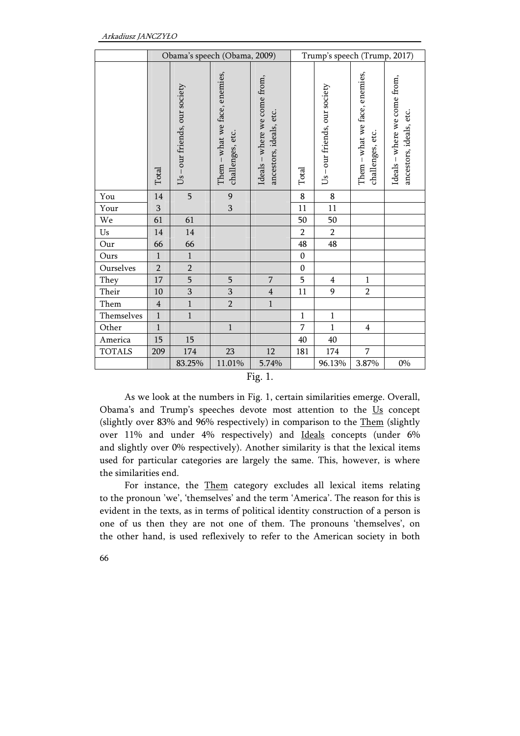| | Obama's speech (Obama, 2009) | | | | Trump's speech (Trump, 2017) | | | |
|---|---|---|---|---|---|---|---|---|
| | Total | Us – our friends, our society | Them – what we face, enemies, challenges, etc. | Ideals – where we come from, ancestors, ideals, etc. | Total | Us – our friends, our society | Them – what we face, enemies, challenges, etc. | Ideals – where we come from, ancestors, ideals, etc. |
| You | 14 | 5 | 9 | | 8 | 8 | | |
| Your | 3 | | 3 | | 11 | 11 | | |
| We | 61 | 61 | | | 50 | 50 | | |
| Us | 14 | 14 | | | 2 | 2 | | |
| Our | 66 | 66 | | | 48 | 48 | | |
| Ours | 1 | 1 | | | 0 | | | |
| Ourselves | 2 | 2 | | | 0 | | | |
| They | 17 | 5 | 5 | 7 | 5 | 4 | 1 | |
| Their | 10 | 3 | 3 | 4 | 11 | 9 | 2 | |
| Them | 4 | 1 | 2 | 1 | | | | |
| Themselves | 1 | 1 | | | 1 | 1 | | |
| Other | 1 | | 1 | | 7 | 1 | 4 | |
| America | 15 | 15 | | | 40 | 40 | | |
| TOTALS | 209 | 174 | 23 | 12 | 181 | 174 | 7 | |
| | | 83.25% | 11.01% | 5.74% | | 96.13% | 3.87% | 0% |

Fig. 1.

As we look at the numbers in Fig. 1, certain similarities emerge. Overall, Obama's and Trump's speeches devote most attention to the Us concept (slightly over 83% and 96% respectively) in comparison to the Them (slightly over 11% and under 4% respectively) and Ideals concepts (under 6% and slightly over 0% respectively). Another similarity is that the lexical items used for particular categories are largely the same. This, however, is where the similarities end.

For instance, the Them category excludes all lexical items relating to the pronoun 'we', 'themselves' and the term 'America'. The reason for this is evident in the texts, as in terms of political identity construction of a person is one of us then they are not one of them. The pronouns 'themselves', on the other hand, is used reflexively to refer to the American society in both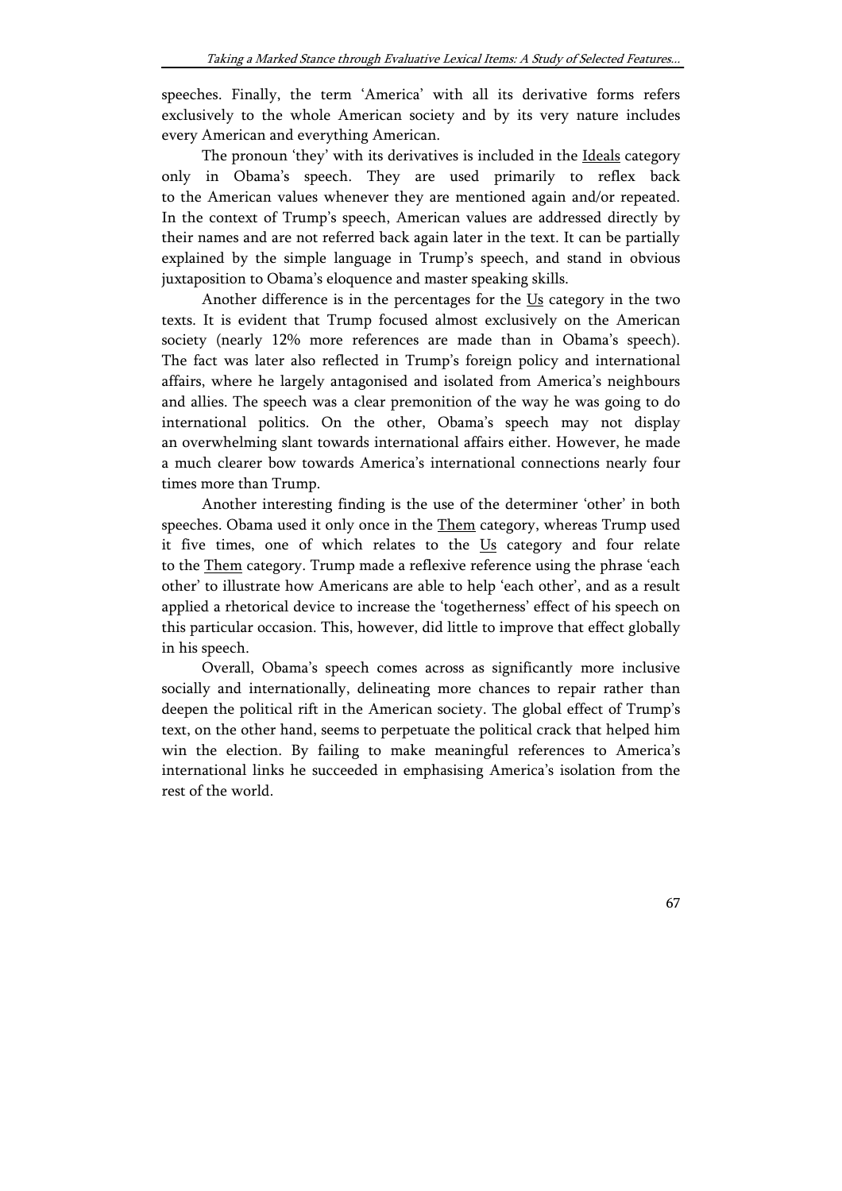speeches. Finally, the term 'America' with all its derivative forms refers exclusively to the whole American society and by its very nature includes every American and everything American.

The pronoun 'they' with its derivatives is included in the Ideals category only in Obama's speech. They are used primarily to reflex back to the American values whenever they are mentioned again and/or repeated. In the context of Trump's speech, American values are addressed directly by their names and are not referred back again later in the text. It can be partially explained by the simple language in Trump's speech, and stand in obvious juxtaposition to Obama's eloquence and master speaking skills.

Another difference is in the percentages for the Us category in the two texts. It is evident that Trump focused almost exclusively on the American society (nearly 12% more references are made than in Obama's speech). The fact was later also reflected in Trump's foreign policy and international affairs, where he largely antagonised and isolated from America's neighbours and allies. The speech was a clear premonition of the way he was going to do international politics. On the other, Obama's speech may not display an overwhelming slant towards international affairs either. However, he made a much clearer bow towards America's international connections nearly four times more than Trump.

Another interesting finding is the use of the determiner 'other' in both speeches. Obama used it only once in the Them category, whereas Trump used it five times, one of which relates to the Us category and four relate to the Them category. Trump made a reflexive reference using the phrase 'each other' to illustrate how Americans are able to help 'each other', and as a result applied a rhetorical device to increase the 'togetherness' effect of his speech on this particular occasion. This, however, did little to improve that effect globally in his speech.

Overall, Obama's speech comes across as significantly more inclusive socially and internationally, delineating more chances to repair rather than deepen the political rift in the American society. The global effect of Trump's text, on the other hand, seems to perpetuate the political crack that helped him win the election. By failing to make meaningful references to America's international links he succeeded in emphasising America's isolation from the rest of the world.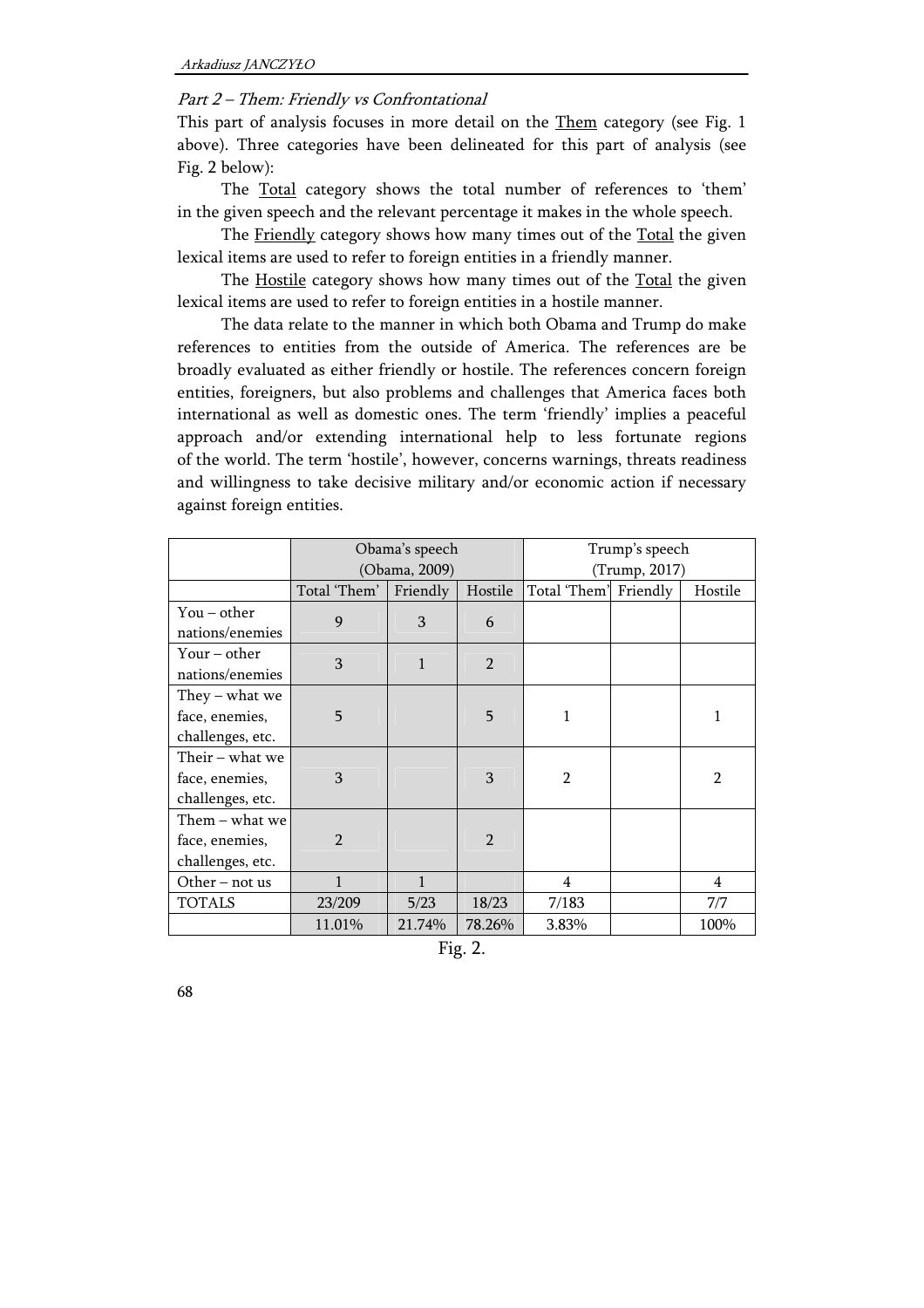*Part 2 – Them: Friendly vs Confrontational*

This part of analysis focuses in more detail on the Them category (see Fig. 1 above). Three categories have been delineated for this part of analysis (see Fig. 2 below):

The Total category shows the total number of references to 'them' in the given speech and the relevant percentage it makes in the whole speech.

The Friendly category shows how many times out of the Total the given lexical items are used to refer to foreign entities in a friendly manner.

The Hostile category shows how many times out of the Total the given lexical items are used to refer to foreign entities in a hostile manner.

The data relate to the manner in which both Obama and Trump do make references to entities from the outside of America. The references are be broadly evaluated as either friendly or hostile. The references concern foreign entities, foreigners, but also problems and challenges that America faces both international as well as domestic ones. The term 'friendly' implies a peaceful approach and/or extending international help to less fortunate regions of the world. The term 'hostile', however, concerns warnings, threats readiness and willingness to take decisive military and/or economic action if necessary against foreign entities.

| | Obama's speech (Obama, 2009) | | | Trump's speech (Trump, 2017) | | |
|---|---|---|---|---|---|---|
| | Total 'Them' | Friendly | Hostile | Total 'Them' | Friendly | Hostile |
| You – other nations/enemies | 9 | 3 | 6 | | | |
| Your – other nations/enemies | 3 | 1 | 2 | | | |
| They – what we face, enemies, challenges, etc. | 5 | | 5 | 1 | | 1 |
| Their – what we face, enemies, challenges, etc. | 3 | | 3 | 2 | | 2 |
| Them – what we face, enemies, challenges, etc. | 2 | | 2 | | | |
| Other – not us | 1 | 1 | | 4 | | 4 |
| TOTALS | 23/209 | 5/23 | 18/23 | 7/183 | | 7/7 |
| | 11.01% | 21.74% | 78.26% | 3.83% | | 100% |

Fig. 2.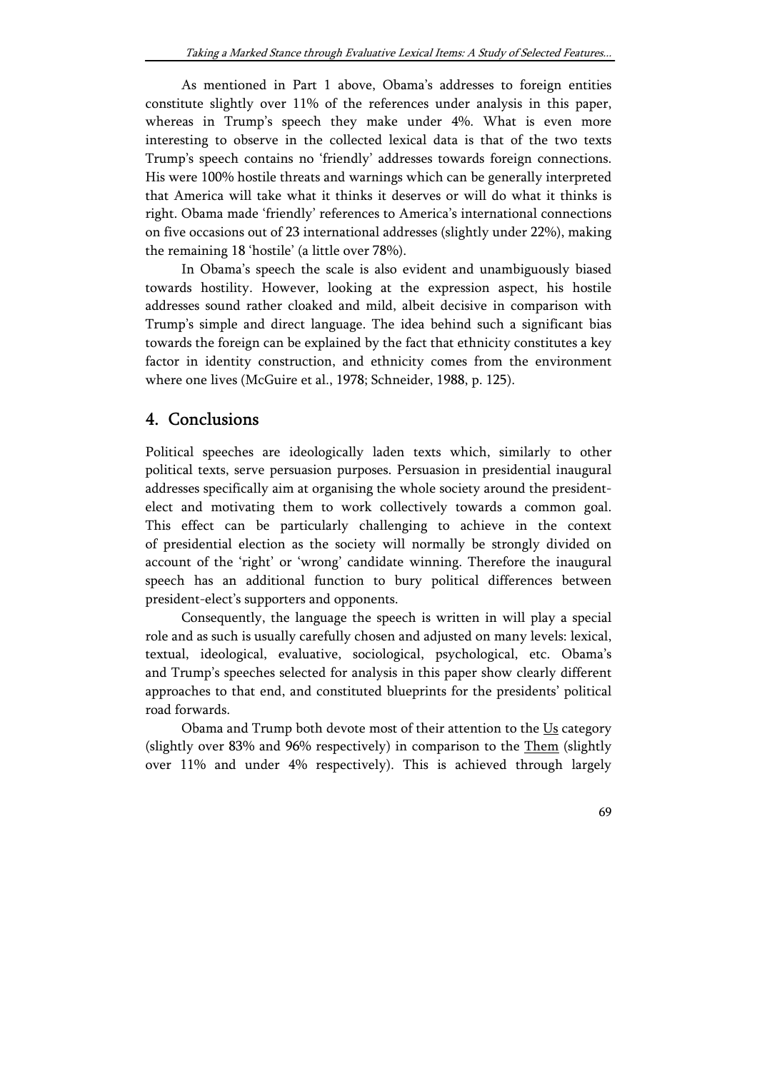As mentioned in Part 1 above, Obama's addresses to foreign entities constitute slightly over 11% of the references under analysis in this paper, whereas in Trump's speech they make under 4%. What is even more interesting to observe in the collected lexical data is that of the two texts Trump's speech contains no 'friendly' addresses towards foreign connections. His were 100% hostile threats and warnings which can be generally interpreted that America will take what it thinks it deserves or will do what it thinks is right. Obama made 'friendly' references to America's international connections on five occasions out of 23 international addresses (slightly under 22%), making the remaining 18 'hostile' (a little over 78%).

In Obama's speech the scale is also evident and unambiguously biased towards hostility. However, looking at the expression aspect, his hostile addresses sound rather cloaked and mild, albeit decisive in comparison with Trump's simple and direct language. The idea behind such a significant bias towards the foreign can be explained by the fact that ethnicity constitutes a key factor in identity construction, and ethnicity comes from the environment where one lives (McGuire et al., 1978; Schneider, 1988, p. 125).

## 4. Conclusions

Political speeches are ideologically laden texts which, similarly to other political texts, serve persuasion purposes. Persuasion in presidential inaugural addresses specifically aim at organising the whole society around the president-elect and motivating them to work collectively towards a common goal. This effect can be particularly challenging to achieve in the context of presidential election as the society will normally be strongly divided on account of the 'right' or 'wrong' candidate winning. Therefore the inaugural speech has an additional function to bury political differences between president-elect's supporters and opponents.

Consequently, the language the speech is written in will play a special role and as such is usually carefully chosen and adjusted on many levels: lexical, textual, ideological, evaluative, sociological, psychological, etc. Obama's and Trump's speeches selected for analysis in this paper show clearly different approaches to that end, and constituted blueprints for the presidents' political road forwards.

Obama and Trump both devote most of their attention to the <u>Us</u> category (slightly over 83% and 96% respectively) in comparison to the <u>Them</u> (slightly over 11% and under 4% respectively). This is achieved through largely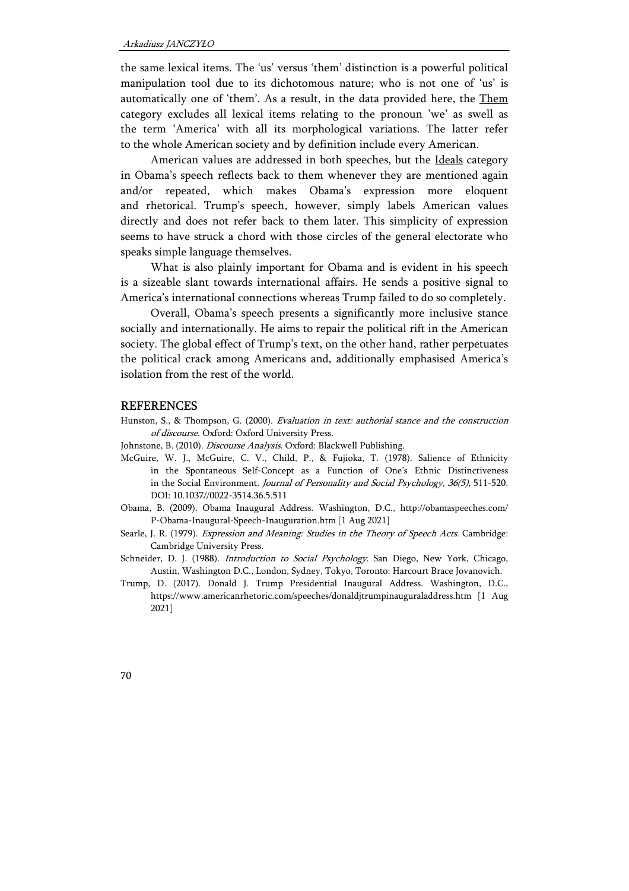the same lexical items. The 'us' versus 'them' distinction is a powerful political manipulation tool due to its dichotomous nature; who is not one of 'us' is automatically one of 'them'. As a result, in the data provided here, the Them category excludes all lexical items relating to the pronoun 'we' as swell as the term 'America' with all its morphological variations. The latter refer to the whole American society and by definition include every American.

American values are addressed in both speeches, but the Ideals category in Obama's speech reflects back to them whenever they are mentioned again and/or repeated, which makes Obama's expression more eloquent and rhetorical. Trump's speech, however, simply labels American values directly and does not refer back to them later. This simplicity of expression seems to have struck a chord with those circles of the general electorate who speaks simple language themselves.

What is also plainly important for Obama and is evident in his speech is a sizeable slant towards international affairs. He sends a positive signal to America's international connections whereas Trump failed to do so completely.

Overall, Obama's speech presents a significantly more inclusive stance socially and internationally. He aims to repair the political rift in the American society. The global effect of Trump's text, on the other hand, rather perpetuates the political crack among Americans and, additionally emphasised America's isolation from the rest of the world.

## REFERENCES

Hunston, S., & Thompson, G. (2000). *Evaluation in text: authorial stance and the construction of discourse*. Oxford: Oxford University Press.

Johnstone, B. (2010). *Discourse Analysis*. Oxford: Blackwell Publishing.

McGuire, W. J., McGuire, C. V., Child, P., & Fujioka, T. (1978). Salience of Ethnicity in the Spontaneous Self-Concept as a Function of One's Ethnic Distinctiveness in the Social Environment. *Journal of Personality and Social Psychology*, *36(5)*, 511-520. DOI: 10.1037//0022-3514.36.5.511

Obama, B. (2009). Obama Inaugural Address. Washington, D.C., http://obamaspeeches.com/P-Obama-Inaugural-Speech-Inauguration.htm [1 Aug 2021]

Searle, J. R. (1979). *Expression and Meaning: Studies in the Theory of Speech Acts*. Cambridge: Cambridge University Press.

Schneider, D. J. (1988). *Introduction to Social Psychology*. San Diego, New York, Chicago, Austin, Washington D.C., London, Sydney, Tokyo, Toronto: Harcourt Brace Jovanovich.

Trump, D. (2017). Donald J. Trump Presidential Inaugural Address. Washington, D.C., https://www.americanrhetoric.com/speeches/donaldjtrumpinauguraladdress.htm [1 Aug 2021]